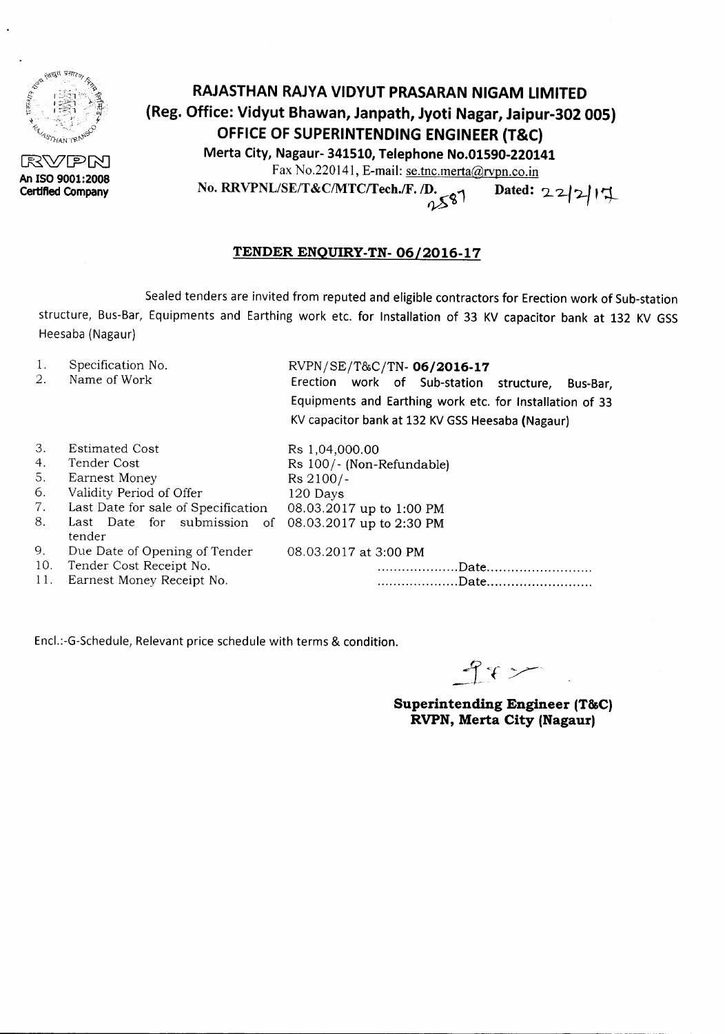RVPN
An ISO 9001:2008 Certified Company

# RAJASTHAN RAJYA VIDYUT PRASARAN NIGAM LIMITED

**(Reg. Office: Vidyut Bhawan, Janpath, Jyoti Nagar, Jaipur-302 005)**

**OFFICE OF SUPERINTENDING ENGINEER (T&C)**

**Merta City, Nagaur- 341510, Telephone No.01590-220141**

Fax No.220141, E-mail: se.tnc.merta@rvpn.co.in

**No. RRVPNL/SE/T&C/MTC/Tech./F. /D.** 2587 **Dated:** 22/2/17

## TENDER ENQUIRY-TN- 06/2016-17

Sealed tenders are invited from reputed and eligible contractors for Erection work of Sub-station structure, Bus-Bar, Equipments and Earthing work etc. for Installation of 33 KV capacitor bank at 132 KV GSS Heesaba (Nagaur)

1. Specification No. — RVPN/SE/T&C/TN- **06/2016-17**
2. Name of Work — Erection work of Sub-station structure, Bus-Bar, Equipments and Earthing work etc. for Installation of 33 KV capacitor bank at 132 KV GSS Heesaba (Nagaur)
3. Estimated Cost — Rs 1,04,000.00
4. Tender Cost — Rs 100/- (Non-Refundable)
5. Earnest Money — Rs 2100/-
6. Validity Period of Offer — 120 Days
7. Last Date for sale of Specification — 08.03.2017 up to 1:00 PM
8. Last Date for submission of tender — 08.03.2017 up to 2:30 PM
9. Due Date of Opening of Tender — 08.03.2017 at 3:00 PM
10. Tender Cost Receipt No. ....................Date..........................
11. Earnest Money Receipt No. ....................Date..........................

Encl.:-G-Schedule, Relevant price schedule with terms & condition.

**Superintending Engineer (T&C)**
**RVPN, Merta City (Nagaur)**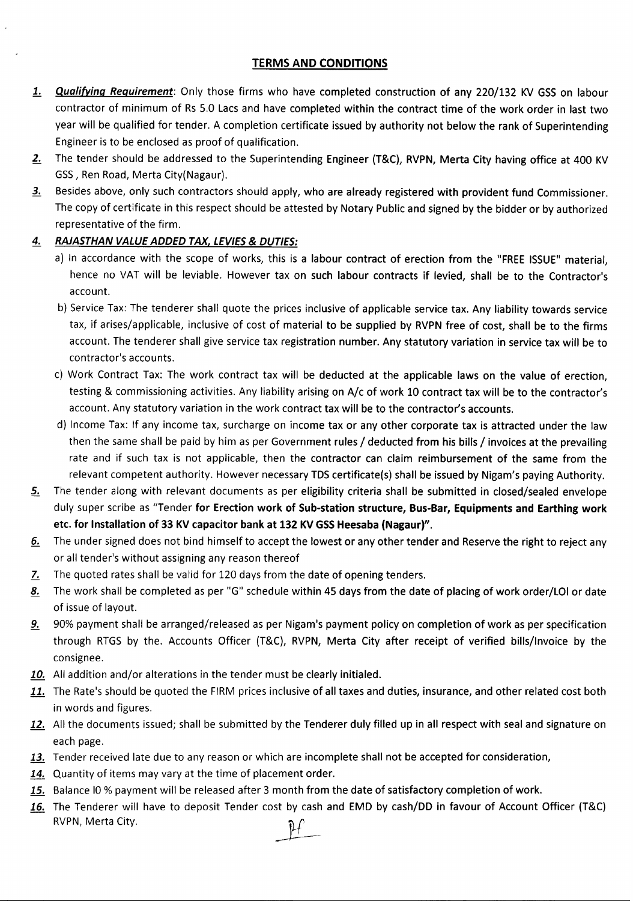## TERMS AND CONDITIONS

1. ***Qualifying Requirement***: Only those firms who have completed construction of any 220/132 KV GSS on labour contractor of minimum of Rs 5.0 Lacs and have completed within the contract time of the work order in last two year will be qualified for tender. A completion certificate issued by authority not below the rank of Superintending Engineer is to be enclosed as proof of qualification.
2. The tender should be addressed to the Superintending Engineer (T&C), RVPN, Merta City having office at 400 KV GSS , Ren Road, Merta City(Nagaur).
3. Besides above, only such contractors should apply, who are already registered with provident fund Commissioner. The copy of certificate in this respect should be attested by Notary Public and signed by the bidder or by authorized representative of the firm.
4. ***RAJASTHAN VALUE ADDED TAX, LEVIES & DUTIES:***
   a) In accordance with the scope of works, this is a labour contract of erection from the "FREE ISSUE" material, hence no VAT will be leviable. However tax on such labour contracts if levied, shall be to the Contractor's account.
   b) Service Tax: The tenderer shall quote the prices inclusive of applicable service tax. Any liability towards service tax, if arises/applicable, inclusive of cost of material to be supplied by RVPN free of cost, shall be to the firms account. The tenderer shall give service tax registration number. Any statutory variation in service tax will be to contractor's accounts.
   c) Work Contract Tax: The work contract tax will be deducted at the applicable laws on the value of erection, testing & commissioning activities. Any liability arising on A/c of work 10 contract tax will be to the contractor's account. Any statutory variation in the work contract tax will be to the contractor's accounts.
   d) Income Tax: If any income tax, surcharge on income tax or any other corporate tax is attracted under the law then the same shall be paid by him as per Government rules / deducted from his bills / invoices at the prevailing rate and if such tax is not applicable, then the contractor can claim reimbursement of the same from the relevant competent authority. However necessary TDS certificate(s) shall be issued by Nigam's paying Authority.
5. The tender along with relevant documents as per eligibility criteria shall be submitted in closed/sealed envelope duly super scribe as "Tender **for Erection work of Sub-station structure, Bus-Bar, Equipments and Earthing work etc. for Installation of 33 KV capacitor bank at 132 KV GSS Heesaba (Nagaur)"**.
6. The under signed does not bind himself to accept the lowest or any other tender and Reserve the right to reject any or all tender's without assigning any reason thereof
7. The quoted rates shall be valid for 120 days from the date of opening tenders.
8. The work shall be completed as per "G" schedule within 45 days from the date of placing of work order/LOI or date of issue of layout.
9. 90% payment shall be arranged/released as per Nigam's payment policy on completion of work as per specification through RTGS by the. Accounts Officer (T&C), RVPN, Merta City after receipt of verified bills/Invoice by the consignee.
10. All addition and/or alterations in the tender must be clearly initialed.
11. The Rate's should be quoted the FIRM prices inclusive of all taxes and duties, insurance, and other related cost both in words and figures.
12. All the documents issued; shall be submitted by the Tenderer duly filled up in all respect with seal and signature on each page.
13. Tender received late due to any reason or which are incomplete shall not be accepted for consideration,
14. Quantity of items may vary at the time of placement order.
15. Balance l0 % payment will be released after 3 month from the date of satisfactory completion of work.
16. The Tenderer will have to deposit Tender cost by cash and EMD by cash/DD in favour of Account Officer (T&C) RVPN, Merta City.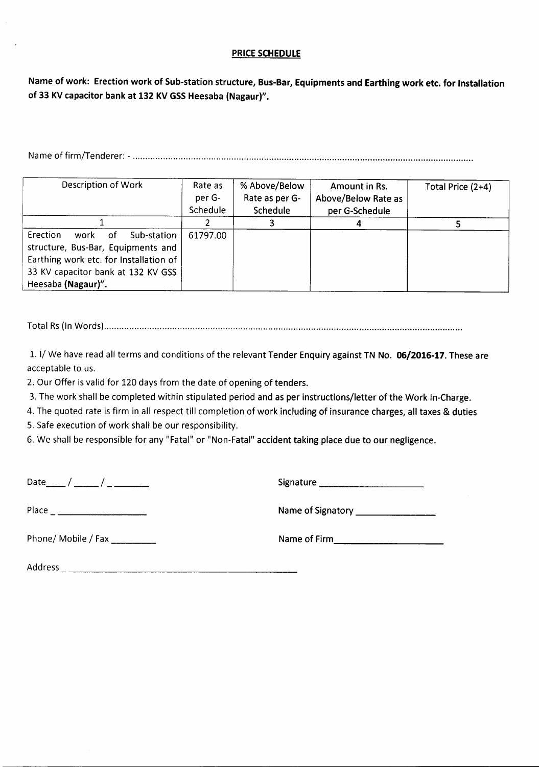## PRICE SCHEDULE

**Name of work: Erection work of Sub-station structure, Bus-Bar, Equipments and Earthing work etc. for Installation of 33 KV capacitor bank at 132 KV GSS Heesaba (Nagaur)".**

Name of firm/Tenderer: - ....................................................................................................................................

| Description of Work | Rate as per G-Schedule | % Above/Below Rate as per G-Schedule | Amount in Rs. Above/Below Rate as per G-Schedule | Total Price (2+4) |
|---|---|---|---|---|
| 1 | 2 | 3 | 4 | 5 |
| Erection work of Sub-station structure, Bus-Bar, Equipments and Earthing work etc. for Installation of 33 KV capacitor bank at 132 KV GSS Heesaba **(Nagaur)".** | 61797.00 | | | |

Total Rs (In Words)...........................................................................................................................................

1. I/ We have read all terms and conditions of the relevant Tender Enquiry against TN No. **06/2016-17**. These are acceptable to us.
2. Our Offer is valid for 120 days from the date of opening of tenders.
3. The work shall be completed within stipulated period and as per instructions/letter of the Work In-Charge.
4. The quoted rate is firm in all respect till completion of work including of insurance charges, all taxes & duties
5. Safe execution of work shall be our responsibility.
6. We shall be responsible for any "Fatal" or "Non-Fatal" accident taking place due to our negligence.

Date____ / _____ / _ _______

Signature ____________________

Place _ __________________

Name of Signatory _______________

Phone/ Mobile / Fax _________

Name of Firm_____________________

Address _ ____________________________________________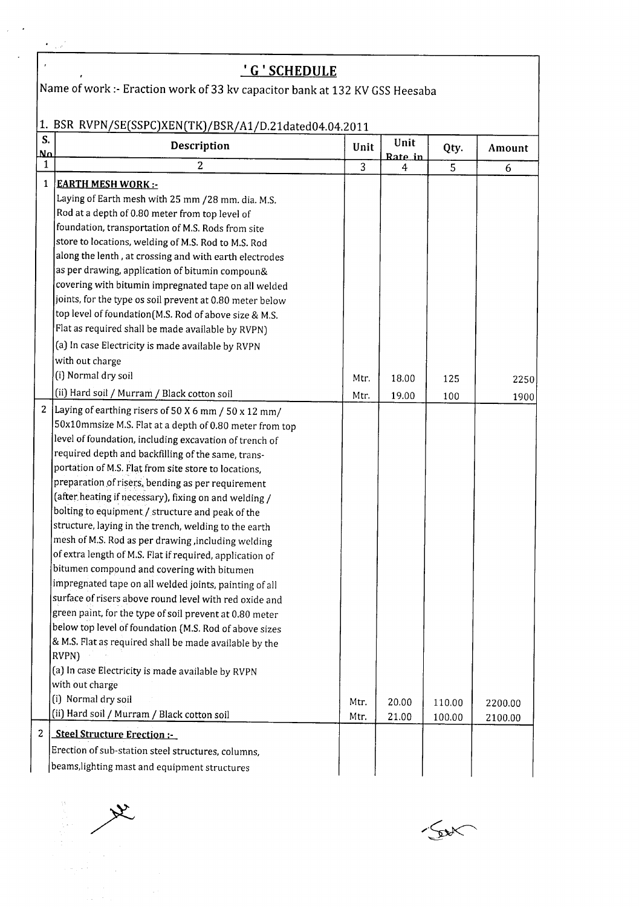# ' G ' SCHEDULE

Name of work :- Eraction work of 33 kv capacitor bank at 132 KV GSS Heesaba

1. BSR RVPN/SE(SSPC)XEN(TK)/BSR/A1/D.21dated04.04.2011

| S. No | Description | Unit | Unit Rate in | Qty. | Amount |
|---|---|---|---|---|---|
| 1 | 2 | 3 | 4 | 5 | 6 |
| 1 | **EARTH MESH WORK :-** Laying of Earth mesh with 25 mm /28 mm. dia. M.S. Rod at a depth of 0.80 meter from top level of foundation, transportation of M.S. Rods from site store to locations, welding of M.S. Rod to M.S. Rod along the lenth , at crossing and with earth electrodes as per drawing, application of bitumin compoun& covering with bitumin impregnated tape on all welded joints, for the type os soil prevent at 0.80 meter below top level of foundation(M.S. Rod of above size & M.S. Flat as required shall be made available by RVPN) | | | | |
| | (a) In case Electricity is made available by RVPN with out charge | | | | |
| | (i) Normal dry soil | Mtr. | 18.00 | 125 | 2250 |
| | (ii) Hard soil / Murram / Black cotton soil | Mtr. | 19.00 | 100 | 1900 |
| 2 | Laying of earthing risers of 50 X 6 mm / 50 x 12 mm/ 50x10mmsize M.S. Flat at a depth of 0.80 meter from top level of foundation, including excavation of trench of required depth and backfilling of the same, trans-portation of M.S. Flat from site store to locations, preparation of risers, bending as per requirement (after heating if necessary), fixing on and welding / bolting to equipment / structure and peak of the structure, laying in the trench, welding to the earth mesh of M.S. Rod as per drawing ,including welding of extra length of M.S. Flat if required, application of bitumen compound and covering with bitumen impregnated tape on all welded joints, painting of all surface of risers above round level with red oxide and green paint, for the type of soil prevent at 0.80 meter below top level of foundation (M.S. Rod of above sizes & M.S. Flat as required shall be made available by the RVPN) | | | | |
| | (a) In case Electricity is made available by RVPN with out charge | | | | |
| | (i) Normal dry soil | Mtr. | 20.00 | 110.00 | 2200.00 |
| | (ii) Hard soil / Murram / Black cotton soil | Mtr. | 21.00 | 100.00 | 2100.00 |
| 2 | **Steel Structure Erection :-** Erection of sub-station steel structures, columns, beams,lighting mast and equipment structures | | | | |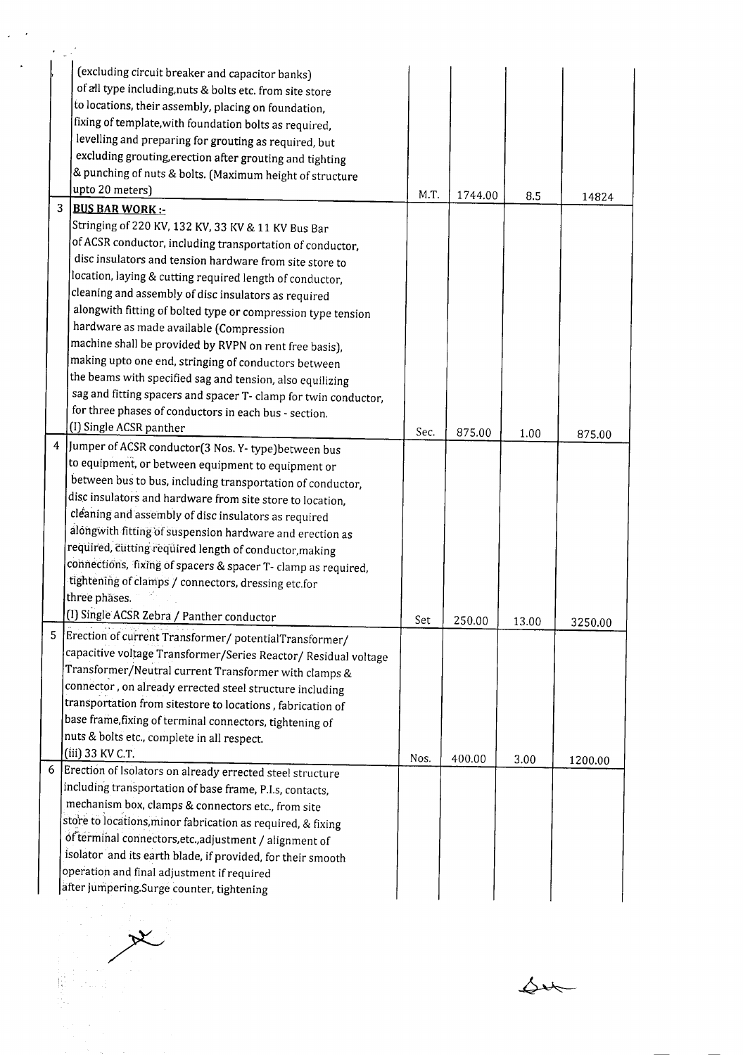| | | | | | |
|---|---|---|---|---|---|
| | (excluding circuit breaker and capacitor banks) of all type including,nuts & bolts etc. from site store to locations, their assembly, placing on foundation, fixing of template,with foundation bolts as required, levelling and preparing for grouting as required, but excluding grouting,erection after grouting and tighting & punching of nuts & bolts. (Maximum height of structure upto 20 meters) | M.T. | 1744.00 | 8.5 | 14824 |
| 3 | **BUS BAR WORK :-** Stringing of 220 KV, 132 KV, 33 KV & 11 KV Bus Bar of ACSR conductor, including transportation of conductor, disc insulators and tension hardware from site store to location, laying & cutting required length of conductor, cleaning and assembly of disc insulators as required alongwith fitting of bolted type or compression type tension hardware as made available (Compression machine shall be provided by RVPN on rent free basis), making upto one end, stringing of conductors between the beams with specified sag and tension, also equilizing sag and fitting spacers and spacer T- clamp for twin conductor, for three phases of conductors in each bus - section. (I) Single ACSR panther | Sec. | 875.00 | 1.00 | 875.00 |
| 4 | Jumper of ACSR conductor(3 Nos. Y- type)between bus to equipment, or between equipment to equipment or between bus to bus, including transportation of conductor, disc insulators and hardware from site store to location, cleaning and assembly of disc insulators as required alongwith fitting of suspension hardware and erection as required, cutting required length of conductor,making connections, fixing of spacers & spacer T- clamp as required, tightening of clamps / connectors, dressing etc.for three phases. (I) Single ACSR Zebra / Panther conductor | Set | 250.00 | 13.00 | 3250.00 |
| 5 | Erection of Current Transformer/ potentialTransformer/ capacitive voltage Transformer/Series Reactor/ Residual voltage Transformer/Neutral current Transformer with clamps & connector , on already errected steel structure including transportation from sitestore to locations , fabrication of base frame,fixing of terminal connectors, tightening of nuts & bolts etc., complete in all respect. (iii) 33 KV C.T. | Nos. | 400.00 | 3.00 | 1200.00 |
| 6 | Erection of Isolators on already errected steel structure including transportation of base frame, P.I.s, contacts, mechanism box, clamps & connectors etc., from site store to locations,minor fabrication as required, & fixing of terminal connectors,etc.,adjustment / alignment of isolator and its earth blade, if provided, for their smooth operation and final adjustment if required after jumpering.Surge counter, tightening | | | | |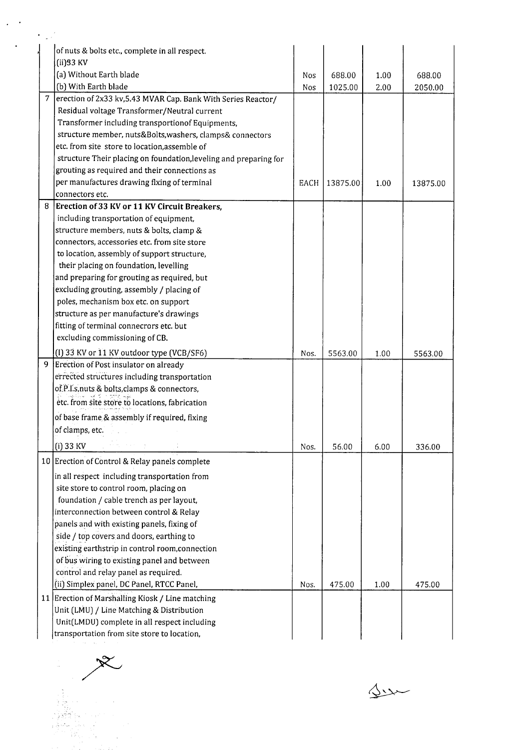|  |  |  |  |  |  |
|---|---|---|---|---|---|
|  | of nuts & bolts etc., complete in all respect.<br>(ii)33 KV |  |  |  |  |
|  | (a) Without Earth blade | Nos | 688.00 | 1.00 | 688.00 |
|  | (b) With Earth blade | Nos | 1025.00 | 2.00 | 2050.00 |
| 7 | erection of 2x33 kv,5.43 MVAR Cap. Bank With Series Reactor/ Residual voltage Transformer/Neutral current Transformer including transportionof Equipments, structure member, nuts&Bolts,washers, clamps& connectors etc. from site store to location,assemble of structure Their placing on foundation,leveling and preparing for grouting as required and their connections as per manufactures drawing fixing of terminal connectors etc. | EACH | 13875.00 | 1.00 | 13875.00 |
| 8 | **Erection of 33 KV or 11 KV Circuit Breakers,** including transportation of equipment, structure members, nuts & bolts, clamp & connectors, accessories etc. from site store to location, assembly of support structure, their placing on foundation, levelling and preparing for grouting as required, but excluding grouting, assembly / placing of poles, mechanism box etc. on support structure as per manufacture's drawings fitting of terminal connecrors etc. but excluding commissioning of CB. |  |  |  |  |
|  | (I) 33 KV or 11 KV outdoor type (VCB/SF6) | Nos. | 5563.00 | 1.00 | 5563.00 |
| 9 | Erection of Post insulator on already errected structures including transportation of P.I.s,nuts & bolts,clamps & connectors, etc. from site store to locations, fabrication of base frame & assembly if required, fixing of clamps, etc. |  |  |  |  |
|  | (i) 33 KV | Nos. | 56.00 | 6.00 | 336.00 |
| 10 | Erection of Control & Relay panels complete in all respect including transportation from site store to control room, placing on foundation / cable trench as per layout, interconnection between control & Relay panels and with existing panels, fixing of side / top covers and doors, earthing to existing earthstrip in control room,connection of bus wiring to existing panel and between control and relay panel as required. |  |  |  |  |
|  | (ii) Simplex panel, DC Panel, RTCC Panel, | Nos. | 475.00 | 1.00 | 475.00 |
| 11 | Erection of Marshalling Kiosk / Line matching Unit (LMU) / Line Matching & Distribution Unit(LMDU) complete in all respect including transportation from site store to location, |  |  |  |  |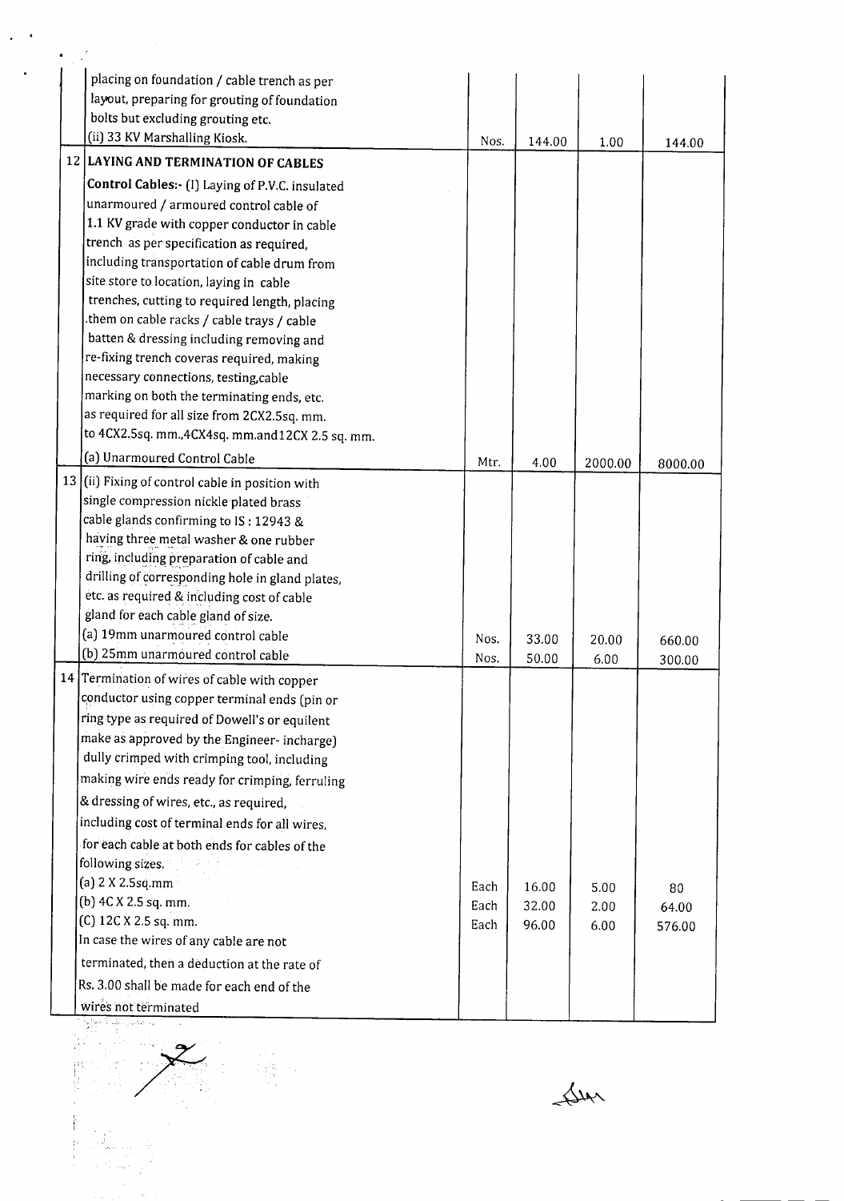| | | | | | |
|---|---|---|---|---|---|
| | placing on foundation / cable trench as per layout, preparing for grouting of foundation bolts but excluding grouting etc.<br>(ii) 33 KV Marshalling Kiosk. | Nos. | 144.00 | 1.00 | 144.00 |
| 12 | **LAYING AND TERMINATION OF CABLES**<br>**Control Cables:-** (I) Laying of P.V.C. insulated unarmoured / armoured control cable of 1.1 KV grade with copper conductor in cable trench as per specification as required, including transportation of cable drum from site store to location, laying in cable trenches, cutting to required length, placing .them on cable racks / cable trays / cable batten & dressing including removing and re-fixing trench coveras required, making necessary connections, testing,cable marking on both the terminating ends, etc. as required for all size from 2CX2.5sq. mm. to 4CX2.5sq. mm.,4CX4sq. mm.and12CX 2.5 sq. mm.<br>(a) Unarmoured Control Cable | Mtr. | 4.00 | 2000.00 | 8000.00 |
| 13 | (ii) Fixing of control cable in position with single compression nickle plated brass cable glands confirming to IS : 12943 & having three metal washer & one rubber ring, including preparation of cable and drilling of corresponding hole in gland plates, etc. as required & including cost of cable gland for each cable gland of size.<br>(a) 19mm unarmoured control cable | Nos. | 33.00 | 20.00 | 660.00 |
| | (b) 25mm unarmoured control cable | Nos. | 50.00 | 6.00 | 300.00 |
| 14 | Termination of wires of cable with copper conductor using copper terminal ends (pin or ring type as required of Dowell's or equilent make as approved by the Engineer- incharge) dully crimped with crimping tool, including making wire ends ready for crimping, ferruling & dressing of wires, etc., as required, including cost of terminal ends for all wires, for each cable at both ends for cables of the following sizes.<br>(a) 2 X 2.5sq.mm | Each | 16.00 | 5.00 | 80 |
| | (b) 4C X 2.5 sq. mm. | Each | 32.00 | 2.00 | 64.00 |
| | (C) 12C X 2.5 sq. mm.<br>In case the wires of any cable are not terminated, then a deduction at the rate of Rs. 3.00 shall be made for each end of the wires not terminated | Each | 96.00 | 6.00 | 576.00 |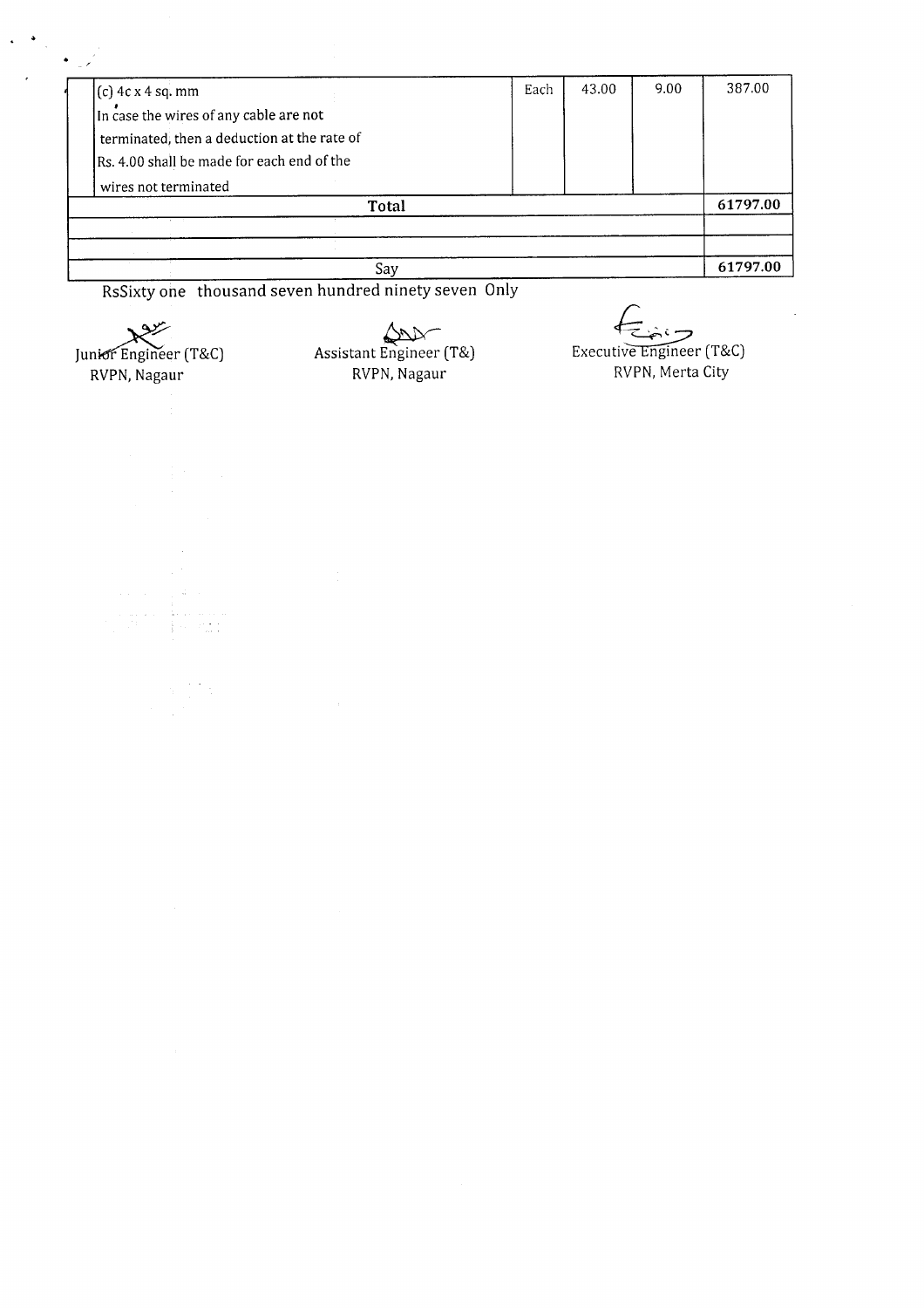| | | | | | |
|---|---|---|---|---|---|
| | (c) 4c x 4 sq. mm<br>In case the wires of any cable are not terminated, then a deduction at the rate of Rs. 4.00 shall be made for each end of the wires not terminated | Each | 43.00 | 9.00 | 387.00 |
| **Total** | | | | | **61797.00** |
| | | | | | |
| | | | | | |
| Say | | | | | **61797.00** |

RsSixty one thousand seven hundred ninety seven Only

Junior Engineer (T&C)
RVPN, Nagaur

Assistant Engineer (T&)
RVPN, Nagaur

Executive Engineer (T&C)
RVPN, Merta City